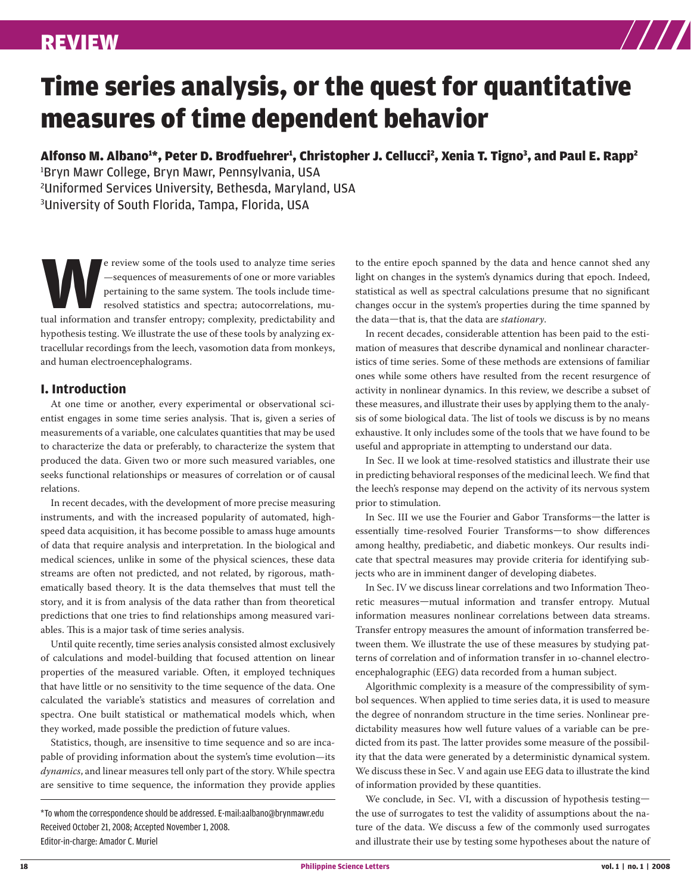REVIEW

# Time series analysis, or the quest for quantitative measures of time dependent behavior

**Alfonso M. Albano[1]*, Peter D. Brodfuehrer[1], Christopher J. Cellucci[2], Xenia T. Tigno[3], and Paul E. Rapp[2]**

[1]Bryn Mawr College, Bryn Mawr, Pennsylvania, USA
[2]Uniformed Services University, Bethesda, Maryland, USA
[3]University of South Florida, Tampa, Florida, USA

We review some of the tools used to analyze time series—sequences of measurements of one or more variables pertaining to the same system. The tools include time-resolved statistics and spectra; autocorrelations, mutual information and transfer entropy; complexity, predictability and hypothesis testing. We illustrate the use of these tools by analyzing extracellular recordings from the leech, vasomotion data from monkeys, and human electroencephalograms.

## I. Introduction

At one time or another, every experimental or observational scientist engages in some time series analysis. That is, given a series of measurements of a variable, one calculates quantities that may be used to characterize the data or preferably, to characterize the system that produced the data. Given two or more such measured variables, one seeks functional relationships or measures of correlation or of causal relations.

In recent decades, with the development of more precise measuring instruments, and with the increased popularity of automated, high-speed data acquisition, it has become possible to amass huge amounts of data that require analysis and interpretation. In the biological and medical sciences, unlike in some of the physical sciences, these data streams are often not predicted, and not related, by rigorous, mathematically based theory. It is the data themselves that must tell the story, and it is from analysis of the data rather than from theoretical predictions that one tries to find relationships among measured variables. This is a major task of time series analysis.

Until quite recently, time series analysis consisted almost exclusively of calculations and model-building that focused attention on linear properties of the measured variable. Often, it employed techniques that have little or no sensitivity to the time sequence of the data. One calculated the variable's statistics and measures of correlation and spectra. One built statistical or mathematical models which, when they worked, made possible the prediction of future values.

Statistics, though, are insensitive to time sequence and so are incapable of providing information about the system's time evolution—its *dynamics*, and linear measures tell only part of the story. While spectra are sensitive to time sequence, the information they provide applies to the entire epoch spanned by the data and hence cannot shed any light on changes in the system's dynamics during that epoch. Indeed, statistical as well as spectral calculations presume that no significant changes occur in the system's properties during the time spanned by the data—that is, that the data are *stationary*.

In recent decades, considerable attention has been paid to the estimation of measures that describe dynamical and nonlinear characteristics of time series. Some of these methods are extensions of familiar ones while some others have resulted from the recent resurgence of activity in nonlinear dynamics. In this review, we describe a subset of these measures, and illustrate their uses by applying them to the analysis of some biological data. The list of tools we discuss is by no means exhaustive. It only includes some of the tools that we have found to be useful and appropriate in attempting to understand our data.

In Sec. II we look at time-resolved statistics and illustrate their use in predicting behavioral responses of the medicinal leech. We find that the leech's response may depend on the activity of its nervous system prior to stimulation.

In Sec. III we use the Fourier and Gabor Transforms—the latter is essentially time-resolved Fourier Transforms—to show differences among healthy, prediabetic, and diabetic monkeys. Our results indicate that spectral measures may provide criteria for identifying subjects who are in imminent danger of developing diabetes.

In Sec. IV we discuss linear correlations and two Information Theoretic measures—mutual information and transfer entropy. Mutual information measures nonlinear correlations between data streams. Transfer entropy measures the amount of information transferred between them. We illustrate the use of these measures by studying patterns of correlation and of information transfer in 10-channel electroencephalographic (EEG) data recorded from a human subject.

Algorithmic complexity is a measure of the compressibility of symbol sequences. When applied to time series data, it is used to measure the degree of nonrandom structure in the time series. Nonlinear predictability measures how well future values of a variable can be predicted from its past. The latter provides some measure of the possibility that the data were generated by a deterministic dynamical system. We discuss these in Sec. V and again use EEG data to illustrate the kind of information provided by these quantities.

We conclude, in Sec. VI, with a discussion of hypothesis testing—the use of surrogates to test the validity of assumptions about the nature of the data. We discuss a few of the commonly used surrogates and illustrate their use by testing some hypotheses about the nature of

*To whom the correspondence should be addressed. E-mail:aalbano@brynmawr.edu
Received October 21, 2008; Accepted November 1, 2008.
Editor-in-charge: Amador C. Muriel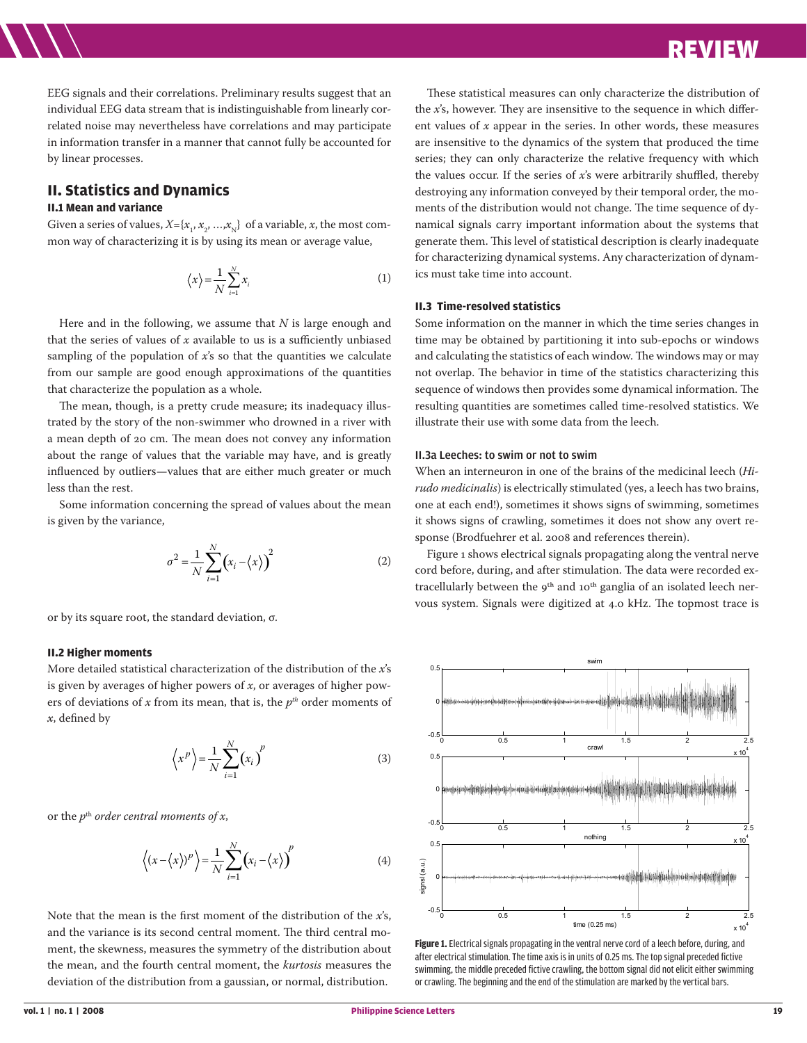EEG signals and their correlations. Preliminary results suggest that an individual EEG data stream that is indistinguishable from linearly correlated noise may nevertheless have correlations and may participate in information transfer in a manner that cannot fully be accounted for by linear processes.

## II. Statistics and Dynamics

### II.1 Mean and variance

Given a series of values, $X=\{x_1, x_2, \ldots, x_N\}$ of a variable, $x$, the most common way of characterizing it is by using its mean or average value,

$$\langle x \rangle = \frac{1}{N}\sum_{i=1}^{N} x_i \tag{1}$$

Here and in the following, we assume that $N$ is large enough and that the series of values of $x$ available to us is a sufficiently unbiased sampling of the population of $x$'s so that the quantities we calculate from our sample are good enough approximations of the quantities that characterize the population as a whole.

The mean, though, is a pretty crude measure; its inadequacy illustrated by the story of the non-swimmer who drowned in a river with a mean depth of 20 cm. The mean does not convey any information about the range of values that the variable may have, and is greatly influenced by outliers—values that are either much greater or much less than the rest.

Some information concerning the spread of values about the mean is given by the variance,

$$\sigma^2 = \frac{1}{N}\sum_{i=1}^{N}\left(x_i - \langle x \rangle\right)^2 \tag{2}$$

or by its square root, the standard deviation, σ.

### II.2 Higher moments

More detailed statistical characterization of the distribution of the $x$'s is given by averages of higher powers of $x$, or averages of higher powers of deviations of $x$ from its mean, that is, the $p^{th}$ order moments of $x$, defined by

$$\left\langle x^p \right\rangle = \frac{1}{N}\sum_{i=1}^{N}\left(x_i\right)^p \tag{3}$$

or the $p^{\text{th}}$ *order central moments of x*,

$$\left\langle (x - \langle x \rangle)^p \right\rangle = \frac{1}{N}\sum_{i=1}^{N}\left(x_i - \langle x \rangle\right)^p \tag{4}$$

Note that the mean is the first moment of the distribution of the $x$'s, and the variance is its second central moment. The third central moment, the skewness, measures the symmetry of the distribution about the mean, and the fourth central moment, the *kurtosis* measures the deviation of the distribution from a gaussian, or normal, distribution.

These statistical measures can only characterize the distribution of the $x$'s, however. They are insensitive to the sequence in which different values of $x$ appear in the series. In other words, these measures are insensitive to the dynamics of the system that produced the time series; they can only characterize the relative frequency with which the values occur. If the series of $x$'s were arbitrarily shuffled, thereby destroying any information conveyed by their temporal order, the moments of the distribution would not change. The time sequence of dynamical signals carry important information about the systems that generate them. This level of statistical description is clearly inadequate for characterizing dynamical systems. Any characterization of dynamics must take time into account.

### II.3 Time-resolved statistics

Some information on the manner in which the time series changes in time may be obtained by partitioning it into sub-epochs or windows and calculating the statistics of each window. The windows may or may not overlap. The behavior in time of the statistics characterizing this sequence of windows then provides some dynamical information. The resulting quantities are sometimes called time-resolved statistics. We illustrate their use with some data from the leech.

#### II.3a Leeches: to swim or not to swim

When an interneuron in one of the brains of the medicinal leech (*Hirudo medicinalis*) is electrically stimulated (yes, a leech has two brains, one at each end!), sometimes it shows signs of swimming, sometimes it shows signs of crawling, sometimes it does not show any overt response (Brodfuehrer et al. 2008 and references therein).

Figure 1 shows electrical signals propagating along the ventral nerve cord before, during, and after stimulation. The data were recorded extracellularly between the 9th and 10th ganglia of an isolated leech nervous system. Signals were digitized at 4.0 kHz. The topmost trace is

**Figure 1.** Electrical signals propagating in the ventral nerve cord of a leech before, during, and after electrical stimulation. The time axis is in units of 0.25 ms. The top signal preceded fictive swimming, the middle preceded fictive crawling, the bottom signal did not elicit either swimming or crawling. The beginning and the end of the stimulation are marked by the vertical bars.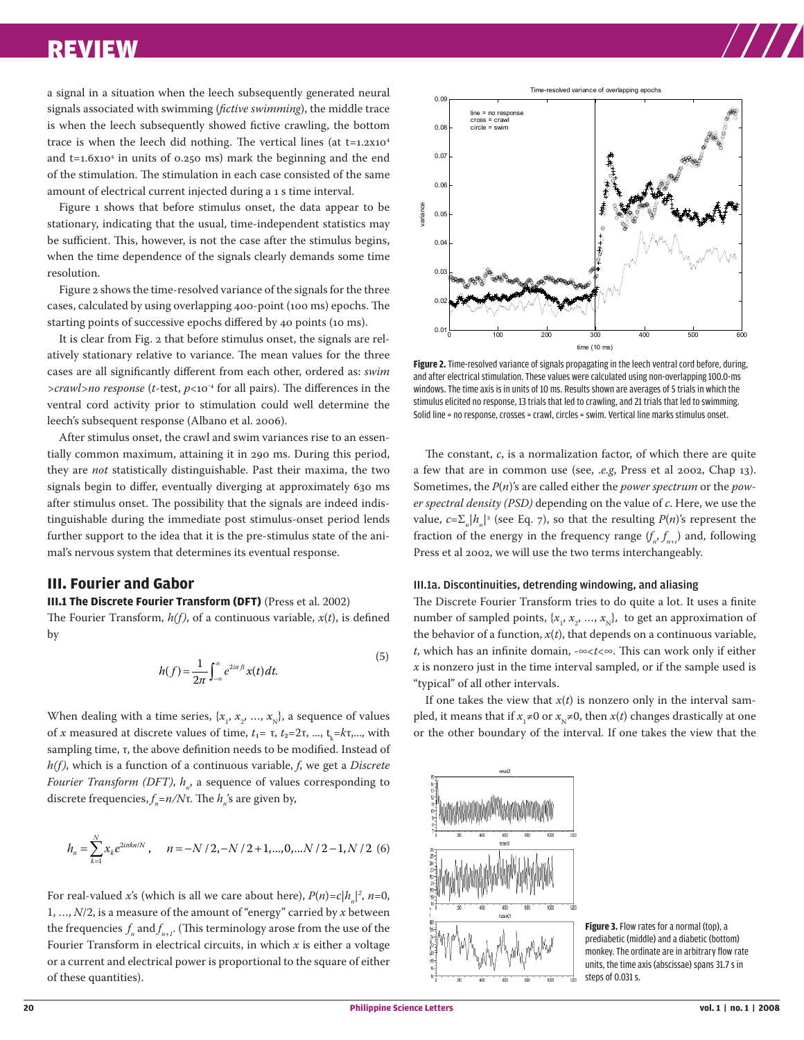a signal in a situation when the leech subsequently generated neural signals associated with swimming (*fictive swimming*), the middle trace is when the leech subsequently showed fictive crawling, the bottom trace is when the leech did nothing. The vertical lines (at $t=1.2\times10^4$ and $t=1.6\times10^4$ in units of 0.250 ms) mark the beginning and the end of the stimulation. The stimulation in each case consisted of the same amount of electrical current injected during a 1 s time interval.

Figure 1 shows that before stimulus onset, the data appear to be stationary, indicating that the usual, time-independent statistics may be sufficient. This, however, is not the case after the stimulus begins, when the time dependence of the signals clearly demands some time resolution.

Figure 2 shows the time-resolved variance of the signals for the three cases, calculated by using overlapping 400-point (100 ms) epochs. The starting points of successive epochs differed by 40 points (10 ms).

It is clear from Fig. 2 that before stimulus onset, the signals are relatively stationary relative to variance. The mean values for the three cases are all significantly different from each other, ordered as: *swim >crawl>no response* (*t*-test, $p<10^{-4}$ for all pairs). The differences in the ventral cord activity prior to stimulation could well determine the leech's subsequent response (Albano et al. 2006).

After stimulus onset, the crawl and swim variances rise to an essentially common maximum, attaining it in 290 ms. During this period, they are *not* statistically distinguishable. Past their maxima, the two signals begin to differ, eventually diverging at approximately 630 ms after stimulus onset. The possibility that the signals are indeed indistinguishable during the immediate post stimulus-onset period lends further support to the idea that it is the pre-stimulus state of the animal's nervous system that determines its eventual response.

Figure 2. Time-resolved variance of signals propagating in the leech ventral cord before, during, and after electrical stimulation. These values were calculated using non-overlapping 100.0-ms windows. The time axis is in units of 10 ms. Results shown are averages of 5 trials in which the stimulus elicited no response, 13 trials that led to crawling, and 21 trials that led to swimming. Solid line = no response, crosses = crawl, circles = swim. Vertical line marks stimulus onset.

## III. Fourier and Gabor

### III.1 The Discrete Fourier Transform (DFT) (Press et al. 2002)

The Fourier Transform, $h(f)$, of a continuous variable, $x(t)$, is defined by

$$h(f) = \frac{1}{2\pi}\int_{-\infty}^{\infty} e^{2i\pi ft} x(t)\,dt. \tag{5}$$

When dealing with a time series, $\{x_1, x_2, \ldots, x_N\}$, a sequence of values of $x$ measured at discrete values of time, $t_1=\tau$, $t_2=2\tau$, ..., $t_k=k\tau$,..., with sampling time, $\tau$, the above definition needs to be modified. Instead of $h(f)$, which is a function of a continuous variable, $f$, we get a *Discrete Fourier Transform (DFT)*, $h_n$, a sequence of values corresponding to discrete frequencies, $f_n=n/N\tau$. The $h_n$'s are given by,

$$h_n = \sum_{k=1}^{N} x_k e^{2i\pi kn/N}, \quad n = -N/2, -N/2+1, \ldots, 0, \ldots N/2-1, N/2 \tag{6}$$

For real-valued $x$'s (which is all we care about here), $P(n)=c|h_n|^2$, $n=0, 1, \ldots, N/2$, is a measure of the amount of "energy" carried by $x$ between the frequencies $f_n$ and $f_{n+1}$. (This terminology arose from the use of the Fourier Transform in electrical circuits, in which $x$ is either a voltage or a current and electrical power is proportional to the square of either of these quantities).

The constant, $c$, is a normalization factor, of which there are quite a few that are in common use (see, *.e.g*, Press et al 2002, Chap 13). Sometimes, the $P(n)$'s are called either the *power spectrum* or the *power spectral density (PSD)* depending on the value of $c$. Here, we use the value, $c=\Sigma_n|h_n|^2$ (see Eq. 7), so that the resulting $P(n)$'s represent the fraction of the energy in the frequency range $(f_n, f_{n+1})$ and, following Press et al 2002, we will use the two terms interchangeably.

#### III.1a. Discontinuities, detrending windowing, and aliasing

The Discrete Fourier Transform tries to do quite a lot. It uses a finite number of sampled points, $\{x_1, x_2, \ldots, x_N\}$, to get an approximation of the behavior of a function, $x(t)$, that depends on a continuous variable, $t$, which has an infinite domain, $-\infty<t<\infty$. This can work only if either $x$ is nonzero just in the time interval sampled, or if the sample used is "typical" of all other intervals.

If one takes the view that $x(t)$ is nonzero only in the interval sampled, it means that if $x_1\neq0$ or $x_N\neq0$, then $x(t)$ changes drastically at one or the other boundary of the interval. If one takes the view that the

Figure 3. Flow rates for a normal (top), a prediabetic (middle) and a diabetic (bottom) monkey. The ordinate are in arbitrary flow rate units, the time axis (abscissae) spans 31.7 s in steps of 0.031 s.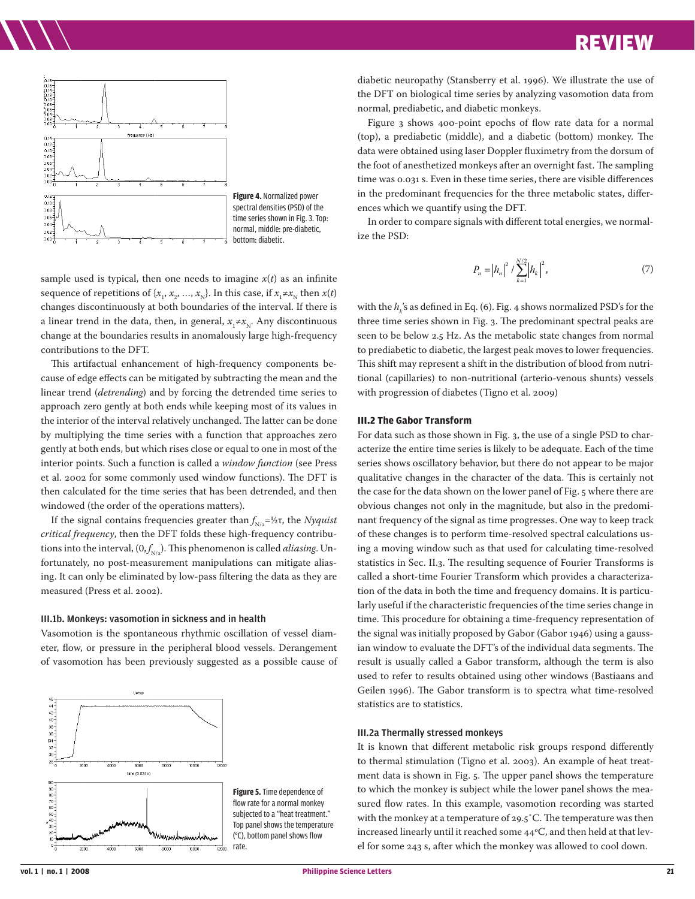Figure 4. Normalized power spectral densities (PSD) of the time series shown in Fig. 3. Top: normal, middle: pre-diabetic, bottom: diabetic.

sample used is typical, then one needs to imagine $x(t)$ as an infinite sequence of repetitions of $\{x_1, x_2, \ldots, x_N\}$. In this case, if $x_1 \neq x_N$ then $x(t)$ changes discontinuously at both boundaries of the interval. If there is a linear trend in the data, then, in general, $x_1 \neq x_N$. Any discontinuous change at the boundaries results in anomalously large high-frequency contributions to the DFT.

This artifactual enhancement of high-frequency components because of edge effects can be mitigated by subtracting the mean and the linear trend (*detrending*) and by forcing the detrended time series to approach zero gently at both ends while keeping most of its values in the interior of the interval relatively unchanged. The latter can be done by multiplying the time series with a function that approaches zero gently at both ends, but which rises close or equal to one in most of the interior points. Such a function is called a *window function* (see Press et al. 2002 for some commonly used window functions). The DFT is then calculated for the time series that has been detrended, and then windowed (the order of the operations matters).

If the signal contains frequencies greater than $f_{N/2}=½\tau$, the *Nyquist critical frequency*, then the DFT folds these high-frequency contributions into the interval, $(0, f_{N/2})$. This phenomenon is called *aliasing*. Unfortunately, no post-measurement manipulations can mitigate aliasing. It can only be eliminated by low-pass filtering the data as they are measured (Press et al. 2002).

### III.1b. Monkeys: vasomotion in sickness and in health

Vasomotion is the spontaneous rhythmic oscillation of vessel diameter, flow, or pressure in the peripheral blood vessels. Derangement of vasomotion has been previously suggested as a possible cause of diabetic neuropathy (Stansberry et al. 1996). We illustrate the use of the DFT on biological time series by analyzing vasomotion data from normal, prediabetic, and diabetic monkeys.

Figure 3 shows 400-point epochs of flow rate data for a normal (top), a prediabetic (middle), and a diabetic (bottom) monkey. The data were obtained using laser Doppler fluximetry from the dorsum of the foot of anesthetized monkeys after an overnight fast. The sampling time was 0.031 s. Even in these time series, there are visible differences in the predominant frequencies for the three metabolic states, differences which we quantify using the DFT.

In order to compare signals with different total energies, we normalize the PSD:

$$P_n = |h_n|^2 / \sum_{k=1}^{N/2} |h_k|^2, \tag{7}$$

with the $h_k$'s as defined in Eq. (6). Fig. 4 shows normalized PSD's for the three time series shown in Fig. 3. The predominant spectral peaks are seen to be below 2.5 Hz. As the metabolic state changes from normal to prediabetic to diabetic, the largest peak moves to lower frequencies. This shift may represent a shift in the distribution of blood from nutritional (capillaries) to non-nutritional (arterio-venous shunts) vessels with progression of diabetes (Tigno et al. 2009)

## III.2 The Gabor Transform

For data such as those shown in Fig. 3, the use of a single PSD to characterize the entire time series is likely to be adequate. Each of the time series shows oscillatory behavior, but there do not appear to be major qualitative changes in the character of the data. This is certainly not the case for the data shown on the lower panel of Fig. 5 where there are obvious changes not only in the magnitude, but also in the predominant frequency of the signal as time progresses. One way to keep track of these changes is to perform time-resolved spectral calculations using a moving window such as that used for calculating time-resolved statistics in Sec. II.3. The resulting sequence of Fourier Transforms is called a short-time Fourier Transform which provides a characterization of the data in both the time and frequency domains. It is particularly useful if the characteristic frequencies of the time series change in time. This procedure for obtaining a time-frequency representation of the signal was initially proposed by Gabor (Gabor 1946) using a gaussian window to evaluate the DFT's of the individual data segments. The result is usually called a Gabor transform, although the term is also used to refer to results obtained using other windows (Bastiaans and Geilen 1996). The Gabor transform is to spectra what time-resolved statistics are to statistics.

### III.2a Thermally stressed monkeys

It is known that different metabolic risk groups respond differently to thermal stimulation (Tigno et al. 2003). An example of heat treatment data is shown in Fig. 5. The upper panel shows the temperature to which the monkey is subject while the lower panel shows the measured flow rates. In this example, vasomotion recording was started with the monkey at a temperature of 29.5˚C. The temperature was then increased linearly until it reached some 44ºC, and then held at that level for some 243 s, after which the monkey was allowed to cool down.

Figure 5. Time dependence of flow rate for a normal monkey subjected to a "heat treatment." Top panel shows the temperature (ºC), bottom panel shows flow rate.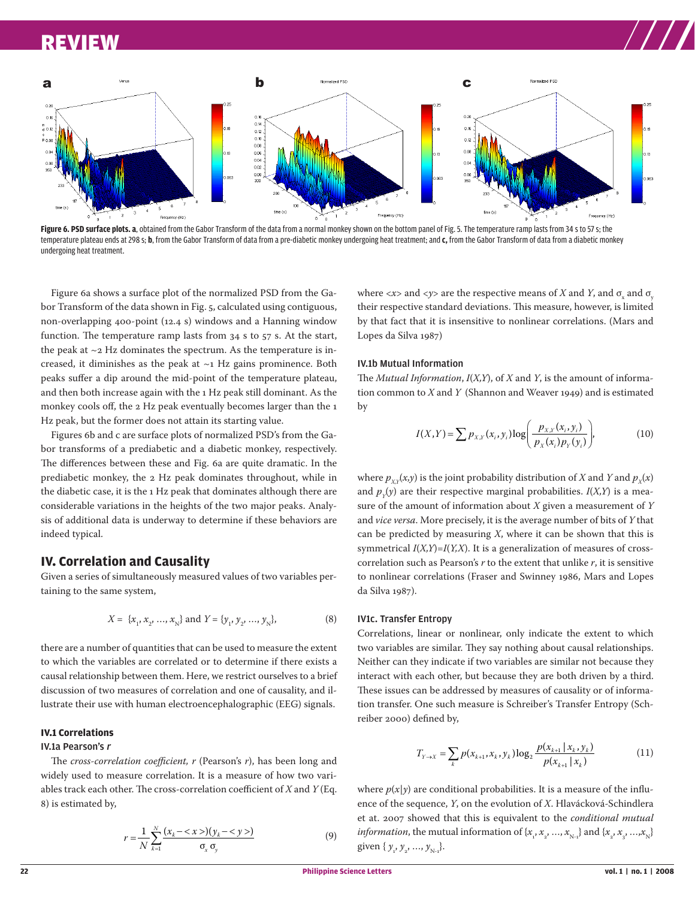**Figure 6. PSD surface plots. a**, obtained from the Gabor Transform of the data from a normal monkey shown on the bottom panel of Fig. 5. The temperature ramp lasts from 34 s to 57 s; the temperature plateau ends at 298 s; **b**, from the Gabor Transform of data from a pre-diabetic monkey undergoing heat treatment; and **c**, from the Gabor Transform of data from a diabetic monkey undergoing heat treatment.

Figure 6a shows a surface plot of the normalized PSD from the Gabor Transform of the data shown in Fig. 5, calculated using contiguous, non-overlapping 400-point (12.4 s) windows and a Hanning window function. The temperature ramp lasts from 34 s to 57 s. At the start, the peak at ~2 Hz dominates the spectrum. As the temperature is increased, it diminishes as the peak at ~1 Hz gains prominence. Both peaks suffer a dip around the mid-point of the temperature plateau, and then both increase again with the 1 Hz peak still dominant. As the monkey cools off, the 2 Hz peak eventually becomes larger than the 1 Hz peak, but the former does not attain its starting value.

Figures 6b and c are surface plots of normalized PSD's from the Gabor transforms of a prediabetic and a diabetic monkey, respectively. The differences between these and Fig. 6a are quite dramatic. In the prediabetic monkey, the 2 Hz peak dominates throughout, while in the diabetic case, it is the 1 Hz peak that dominates although there are considerable variations in the heights of the two major peaks. Analysis of additional data is underway to determine if these behaviors are indeed typical.

## IV. Correlation and Causality

Given a series of simultaneously measured values of two variables pertaining to the same system,

$$X = \{x_1, x_2, \ldots, x_N\} \text{ and } Y = \{y_1, y_2, \ldots, y_N\}, \tag{8}$$

there are a number of quantities that can be used to measure the extent to which the variables are correlated or to determine if there exists a causal relationship between them. Here, we restrict ourselves to a brief discussion of two measures of correlation and one of causality, and illustrate their use with human electroencephalographic (EEG) signals.

### IV.1 Correlations

#### IV.1a Pearson's *r*

The *cross-correlation coefficient, r* (Pearson's *r*), has been long and widely used to measure correlation. It is a measure of how two variables track each other. The cross-correlation coefficient of $X$ and $Y$ (Eq. 8) is estimated by,

$$r = \frac{1}{N}\sum_{k=1}^{N}\frac{(x_k - \langle x \rangle)(y_k - \langle y \rangle)}{\sigma_x \sigma_y} \tag{9}$$

where $\langle x \rangle$ and $\langle y \rangle$ are the respective means of $X$ and $Y$, and $\sigma_x$ and $\sigma_y$ their respective standard deviations. This measure, however, is limited by that fact that it is insensitive to nonlinear correlations. (Mars and Lopes da Silva 1987)

#### IV.1b Mutual Information

The *Mutual Information*, $I(X,Y)$, of $X$ and $Y$, is the amount of information common to $X$ and $Y$ (Shannon and Weaver 1949) and is estimated by

$$I(X,Y) = \sum p_{X,Y}(x_i, y_i)\log\left(\frac{p_{X,Y}(x_i, y_i)}{p_X(x_i)p_Y(y_i)}\right), \tag{10}$$

where $p_{X,Y}(x,y)$ is the joint probability distribution of $X$ and $Y$ and $p_X(x)$ and $p_Y(y)$ are their respective marginal probabilities. $I(X,Y)$ is a measure of the amount of information about $X$ given a measurement of $Y$ and *vice versa*. More precisely, it is the average number of bits of $Y$ that can be predicted by measuring $X$, where it can be shown that this is symmetrical $I(X,Y)=I(Y,X)$. It is a generalization of measures of cross-correlation such as Pearson's $r$ to the extent that unlike $r$, it is sensitive to nonlinear correlations (Fraser and Swinney 1986, Mars and Lopes da Silva 1987).

#### IV1c. Transfer Entropy

Correlations, linear or nonlinear, only indicate the extent to which two variables are similar. They say nothing about causal relationships. Neither can they indicate if two variables are similar not because they interact with each other, but because they are both driven by a third. These issues can be addressed by measures of causality or of information transfer. One such measure is Schreiber's Transfer Entropy (Schreiber 2000) defined by,

$$T_{Y \to X} = \sum_k p(x_{k+1}, x_k, y_k)\log_2\frac{p(x_{k+1} \mid x_k, y_k)}{p(x_{k+1} \mid x_k)} \tag{11}$$

where $p(x|y)$ are conditional probabilities. It is a measure of the influence of the sequence, $Y$, on the evolution of $X$. Hlavácková-Schindlera et at. 2007 showed that this is equivalent to the *conditional mutual information*, the mutual information of $\{x_1, x_2, \ldots, x_{N-1}\}$ and $\{x_2, x_3, \ldots, x_N\}$ given $\{y_1, y_2, \ldots, y_{N-1}\}$.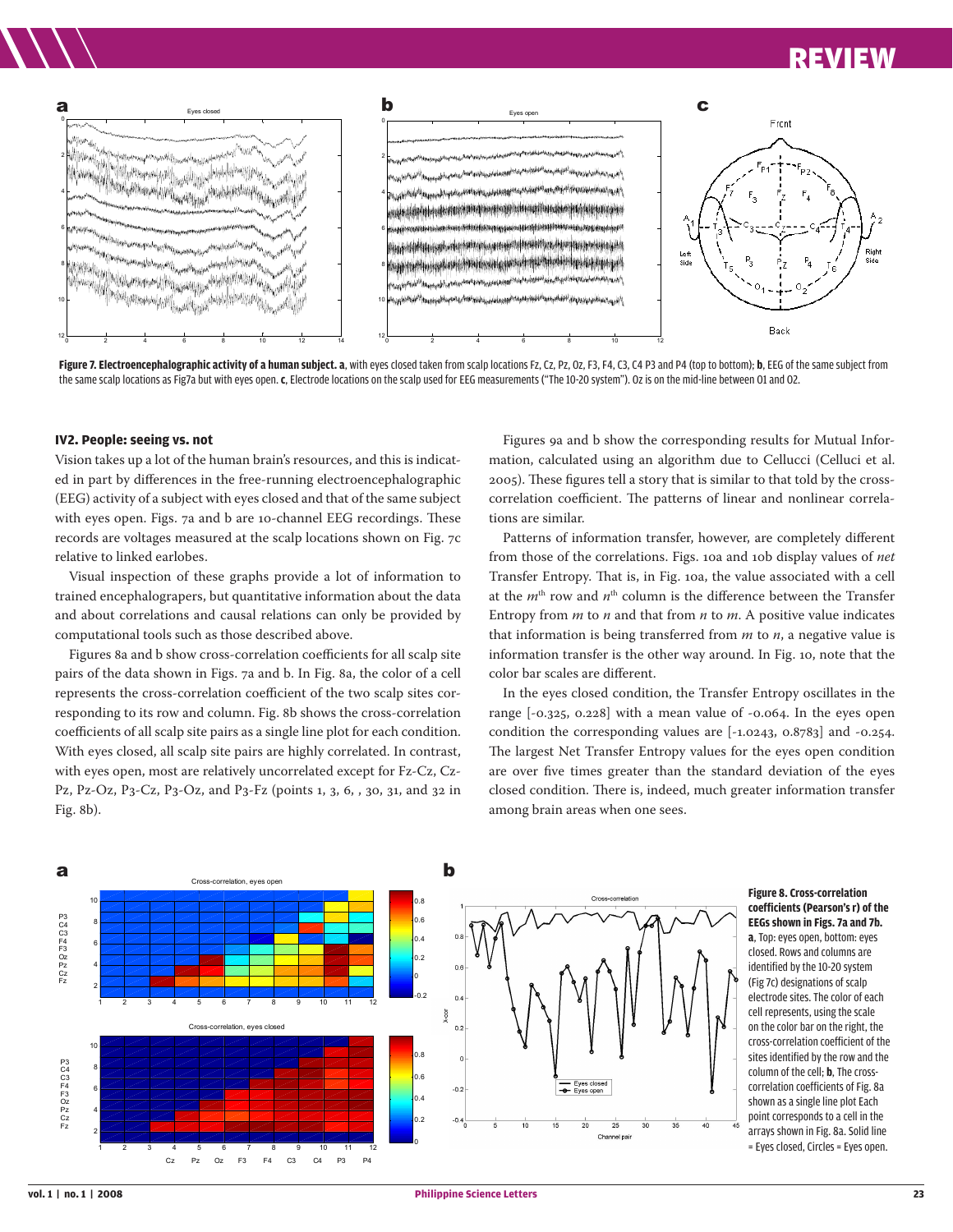**Figure 7. Electroencephalographic activity of a human subject. a**, with eyes closed taken from scalp locations Fz, Cz, Pz, Oz, F3, F4, C3, C4 P3 and P4 (top to bottom); **b**, EEG of the same subject from the same scalp locations as Fig7a but with eyes open. **c**, Electrode locations on the scalp used for EEG measurements ("The 10-20 system"). Oz is on the mid-line between O1 and O2.

### IV2. People: seeing vs. not

Vision takes up a lot of the human brain's resources, and this is indicated in part by differences in the free-running electroencephalographic (EEG) activity of a subject with eyes closed and that of the same subject with eyes open. Figs. 7a and b are 10-channel EEG recordings. These records are voltages measured at the scalp locations shown on Fig. 7c relative to linked earlobes.

Visual inspection of these graphs provide a lot of information to trained encephalograpers, but quantitative information about the data and about correlations and causal relations can only be provided by computational tools such as those described above.

Figures 8a and b show cross-correlation coefficients for all scalp site pairs of the data shown in Figs. 7a and b. In Fig. 8a, the color of a cell represents the cross-correlation coefficient of the two scalp sites corresponding to its row and column. Fig. 8b shows the cross-correlation coefficients of all scalp site pairs as a single line plot for each condition. With eyes closed, all scalp site pairs are highly correlated. In contrast, with eyes open, most are relatively uncorrelated except for Fz-Cz, Cz-Pz, Pz-Oz, P3-Cz, P3-Oz, and P3-Fz (points 1, 3, 6, , 30, 31, and 32 in Fig. 8b).

Figures 9a and b show the corresponding results for Mutual Information, calculated using an algorithm due to Cellucci (Celluci et al. 2005). These figures tell a story that is similar to that told by the cross-correlation coefficient. The patterns of linear and nonlinear correlations are similar.

Patterns of information transfer, however, are completely different from those of the correlations. Figs. 10a and 10b display values of *net* Transfer Entropy. That is, in Fig. 10a, the value associated with a cell at the $m^{th}$ row and $n^{th}$ column is the difference between the Transfer Entropy from *m* to *n* and that from *n* to *m*. A positive value indicates that information is being transferred from *m* to *n*, a negative value is information transfer is the other way around. In Fig. 10, note that the color bar scales are different.

In the eyes closed condition, the Transfer Entropy oscillates in the range [-0.325, 0.228] with a mean value of -0.064. In the eyes open condition the corresponding values are [-1.0243, 0.8783] and -0.254. The largest Net Transfer Entropy values for the eyes open condition are over five times greater than the standard deviation of the eyes closed condition. There is, indeed, much greater information transfer among brain areas when one sees.

**Figure 8. Cross-correlation coefficients (Pearson's r) of the EEGs shown in Figs. 7a and 7b. a**, Top: eyes open, bottom: eyes closed. Rows and columns are identified by the 10-20 system (Fig 7c) designations of scalp electrode sites. The color of each cell represents, using the scale on the color bar on the right, the cross-correlation coefficient of the sites identified by the row and the column of the cell; **b**, The cross-correlation coefficients of Fig. 8a shown as a single line plot Each point corresponds to a cell in the arrays shown in Fig. 8a. Solid line = Eyes closed, Circles = Eyes open.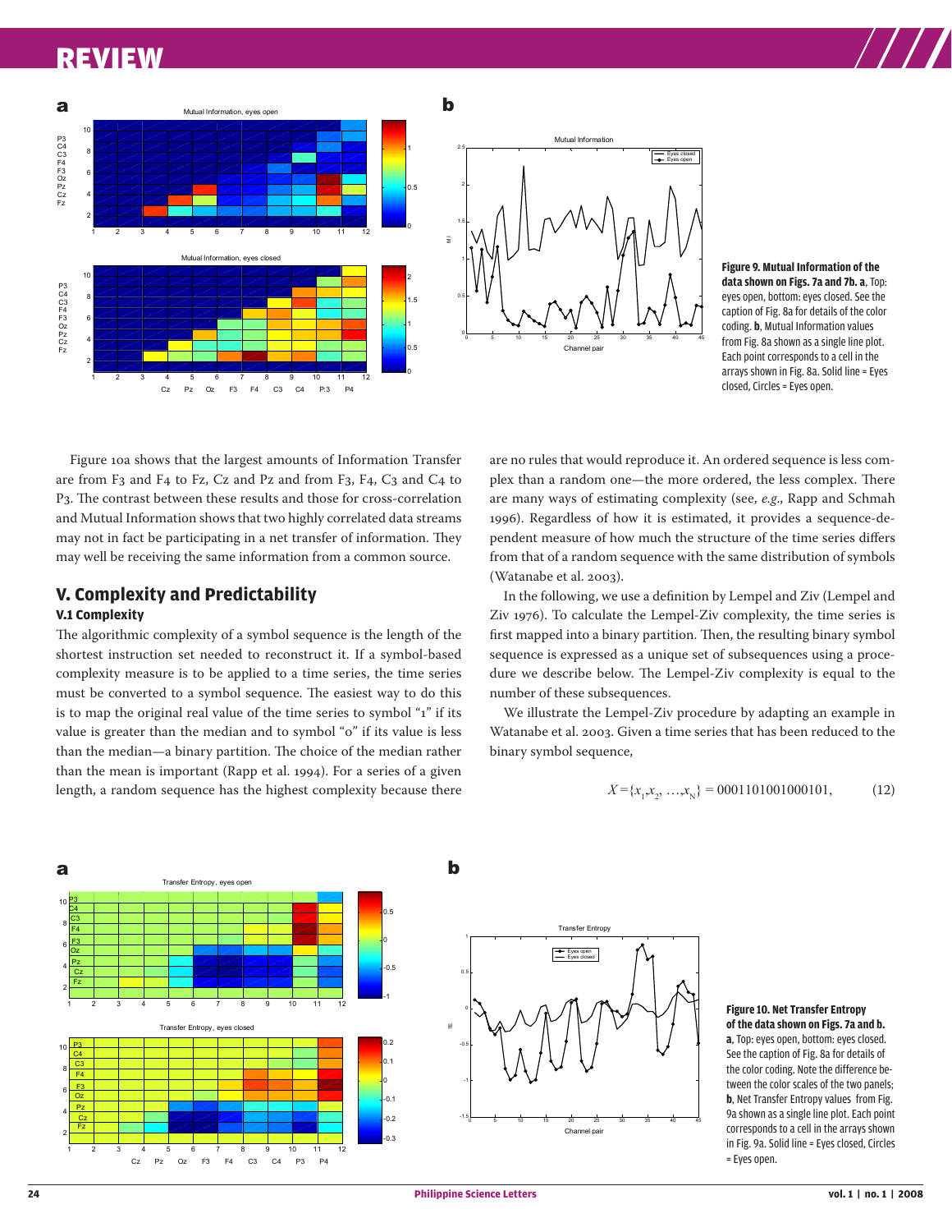**Figure 9. Mutual Information of the data shown on Figs. 7a and 7b. a**, Top: eyes open, bottom: eyes closed. See the caption of Fig. 8a for details of the color coding. **b**, Mutual Information values from Fig. 8a shown as a single line plot. Each point corresponds to a cell in the arrays shown in Fig. 8a. Solid line = Eyes closed, Circles = Eyes open.

Figure 10a shows that the largest amounts of Information Transfer are from F3 and F4 to Fz, Cz and Pz and from F3, F4, C3 and C4 to P3. The contrast between these results and those for cross-correlation and Mutual Information shows that two highly correlated data streams may not in fact be participating in a net transfer of information. They may well be receiving the same information from a common source.

## V. Complexity and Predictability

### V.1 Complexity

The algorithmic complexity of a symbol sequence is the length of the shortest instruction set needed to reconstruct it. If a symbol-based complexity measure is to be applied to a time series, the time series must be converted to a symbol sequence. The easiest way to do this is to map the original real value of the time series to symbol "1" if its value is greater than the median and to symbol "0" if its value is less than the median—a binary partition. The choice of the median rather than the mean is important (Rapp et al. 1994). For a series of a given length, a random sequence has the highest complexity because there are no rules that would reproduce it. An ordered sequence is less complex than a random one—the more ordered, the less complex. There are many ways of estimating complexity (see, *e.g.*, Rapp and Schmah 1996). Regardless of how it is estimated, it provides a sequence-dependent measure of how much the structure of the time series differs from that of a random sequence with the same distribution of symbols (Watanabe et al. 2003).

In the following, we use a definition by Lempel and Ziv (Lempel and Ziv 1976). To calculate the Lempel-Ziv complexity, the time series is first mapped into a binary partition. Then, the resulting binary symbol sequence is expressed as a unique set of subsequences using a procedure we describe below. The Lempel-Ziv complexity is equal to the number of these subsequences.

We illustrate the Lempel-Ziv procedure by adapting an example in Watanabe et al. 2003. Given a time series that has been reduced to the binary symbol sequence,

$$X = \{x_1, x_2, \ldots, x_N\} = 0001101001000101, \qquad (12)$$

**Figure 10. Net Transfer Entropy of the data shown on Figs. 7a and b. a**, Top: eyes open, bottom: eyes closed. See the caption of Fig. 8a for details of the color coding. Note the difference between the color scales of the two panels; **b**, Net Transfer Entropy values from Fig. 9a shown as a single line plot. Each point corresponds to a cell in the arrays shown in Fig. 9a. Solid line = Eyes closed, Circles = Eyes open.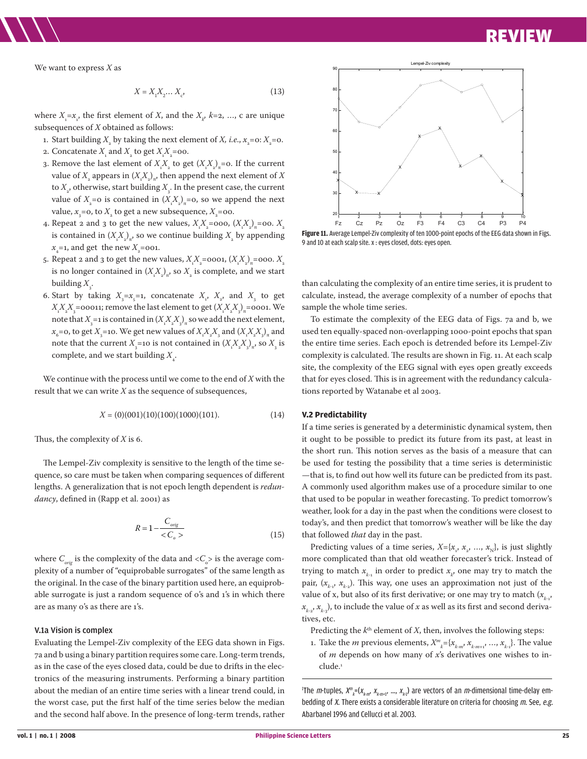We want to express $X$ as

$$X = X_1 X_2 \ldots X_c, \tag{13}$$

where $X_1=x_1$, the first element of $X$, and the $X_k$, $k=2, \ldots, c$ are unique subsequences of $X$ obtained as follows:

1. Start building $X_2$ by taking the next element of $X$, *i.e.*, $x_2=0$: $X_2=0$.
2. Concatenate $X_1$ and $X_2$ to get $X_1X_2=00$.
3. Remove the last element of $X_1X_2$ to get $(X_1X_2)_\pi=0$. If the current value of $X_2$ appears in $(X_1X_2)_\pi$, then append the next element of $X$ to $X_2$, otherwise, start building $X_3$. In the present case, the current value of $X_2=0$ is contained in $(X_1X_2)_\pi=0$, so we append the next value, $x_3=0$, to $X_2$ to get a new subsequence, $X_2=00$.
4. Repeat 2 and 3 to get the new values, $X_1X_2=000$, $(X_1X_2)_\pi=00$. $X_2$ is contained in $(X_1X_2)_\pi$, so we continue building $X_2$ by appending $x_4=1$, and get the new $X_2=001$.
5. Repeat 2 and 3 to get the new values, $X_1X_2=0001$, $(X_1X_2)_\pi=000$. $X_2$ is no longer contained in $(X_1X_2)_\pi$, so $X_2$ is complete, and we start building $X_3$.
6. Start by taking $X_3=x_5=1$, concatenate $X_1$, $X_2$, and $X_3$ to get $X_1X_2X_3=00011$; remove the last element to get $(X_1X_2X_3)_\pi=0001$. We note that $X_3=1$ is contained in $(X_1X_2X_3)_\pi$ so we add the next element, $x_6=0$, to get $X_3=10$. We get new values of $X_1X_2X_3$ and $(X_1X_2X_3)_\pi$ and note that the current $X_3=10$ is not contained in $(X_1X_2X_3)_\pi$, so $X_3$ is complete, and we start building $X_4$.

We continue with the process until we come to the end of $X$ with the result that we can write $X$ as the sequence of subsequences,

$$X = (0)(001)(10)(100)(1000)(101). \tag{14}$$

Thus, the complexity of $X$ is 6.

The Lempel-Ziv complexity is sensitive to the length of the time sequence, so care must be taken when comparing sequences of different lengths. A generalization that is not epoch length dependent is *redundancy*, defined in (Rapp et al. 2001) as

$$R = 1 - \frac{C_{orig}}{<C_o>} \tag{15}$$

where $C_{orig}$ is the complexity of the data and $<C_o>$ is the average complexity of a number of "equiprobable surrogates" of the same length as the original. In the case of the binary partition used here, an equiprobable surrogate is just a random sequence of 0's and 1's in which there are as many 0's as there are 1's.

### V.1a Vision is complex

Evaluating the Lempel-Ziv complexity of the EEG data shown in Figs. 7a and b using a binary partition requires some care. Long-term trends, as in the case of the eyes closed data, could be due to drifts in the electronics of the measuring instruments. Performing a binary partition about the median of an entire time series with a linear trend could, in the worst case, put the first half of the time series below the median and the second half above. In the presence of long-term trends, rather than calculating the complexity of an entire time series, it is prudent to calculate, instead, the average complexity of a number of epochs that sample the whole time series.

**Figure 11.** Average Lempel-Ziv complexity of ten 1000-point epochs of the EEG data shown in Figs. 9 and 10 at each scalp site. x : eyes closed, dots: eyes open.

To estimate the complexity of the EEG data of Figs. 7a and b, we used ten equally-spaced non-overlapping 1000-point epochs that span the entire time series. Each epoch is detrended before its Lempel-Ziv complexity is calculated. The results are shown in Fig. 11. At each scalp site, the complexity of the EEG signal with eyes open greatly exceeds that for eyes closed. This is in agreement with the redundancy calculations reported by Watanabe et al 2003.

### V.2 Predictability

If a time series is generated by a deterministic dynamical system, then it ought to be possible to predict its future from its past, at least in the short run. This notion serves as the basis of a measure that can be used for testing the possibility that a time series is deterministic —that is, to find out how well its future can be predicted from its past. A commonly used algorithm makes use of a procedure similar to one that used to be popular in weather forecasting. To predict tomorrow's weather, look for a day in the past when the conditions were closest to today's, and then predict that tomorrow's weather will be like the day that followed *that* day in the past.

Predicting values of a time series, $X=\{x_1, x_2, \ldots, x_N\}$, is just slightly more complicated than that old weather forecaster's trick. Instead of trying to match $x_{k-1}$ in order to predict $x_k$, one may try to match the pair, $(x_{k-1}, x_{k-2})$. This way, one uses an approximation not just of the value of x, but also of its first derivative; or one may try to match $(x_{k-1}, x_{k-2}, x_{k-3})$, to include the value of $x$ as well as its first and second derivatives, etc.

Predicting the $k^{th}$ element of $X$, then, involves the following steps:

1. Take the $m$ previous elements, $X^m_k=\{x_{k-m}, x_{k-m+1}, \ldots, x_{k-1}\}$. The value of $m$ depends on how many of $x$'s derivatives one wishes to include.[1]

---

[1]The $m$-tuples, $X^m_k=(x_{k-m}, x_{k-m+1}, \ldots, x_{k-1})$ are vectors of an $m$-dimensional time-delay embedding of $X$. There exists a considerable literature on criteria for choosing $m$. See, *e.g.* Abarbanel 1996 and Cellucci et al. 2003.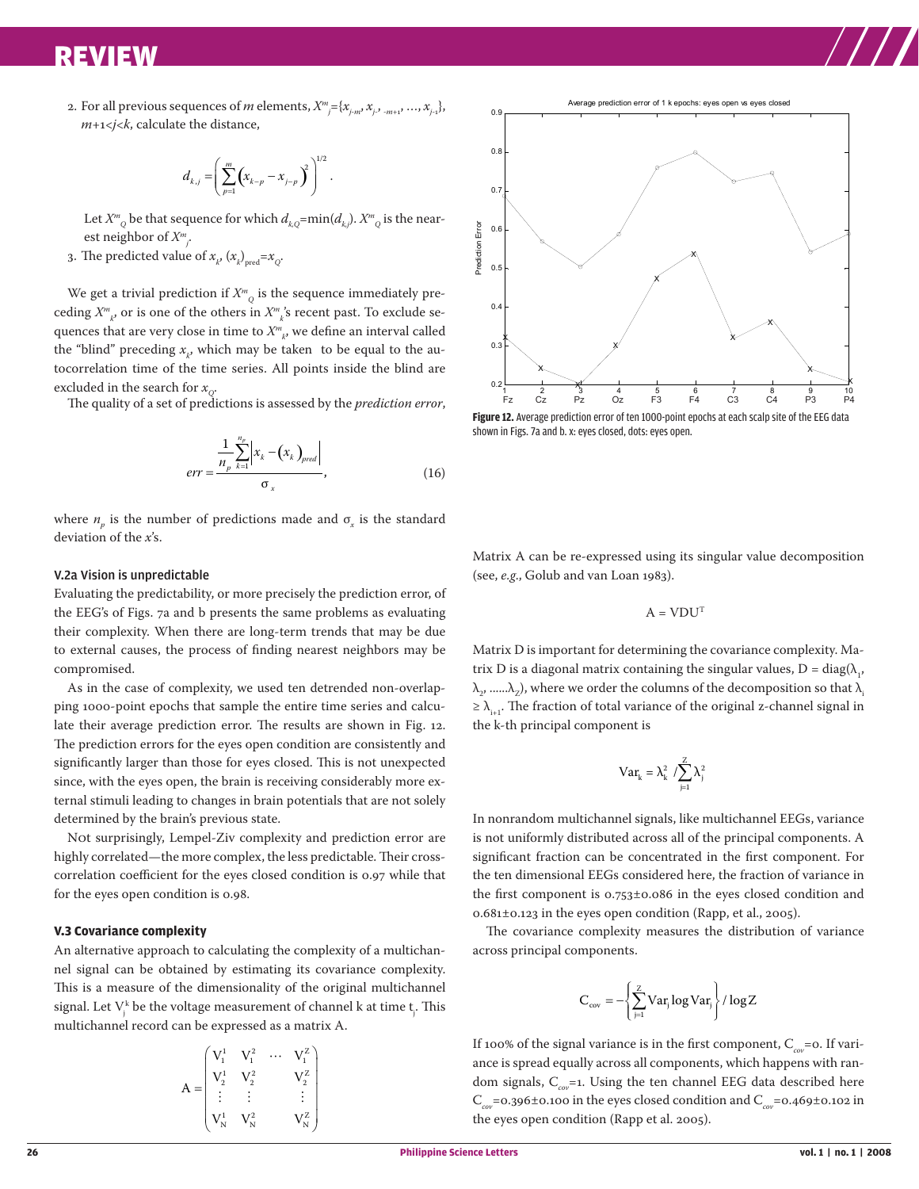2. For all previous sequences of $m$ elements, $X^m_j=\{x_{j-m}, x_{j-m+1}, \ldots, x_{j-1}\}$, $m+1<j<k$, calculate the distance,

$$d_{k,j} = \left( \sum_{p=1}^{m} \left( x_{k-p} - x_{j-p} \right)^2 \right)^{1/2}.$$

Let $X^m_Q$ be that sequence for which $d_{k,Q}=\min(d_{k,j})$. $X^m_Q$ is the nearest neighbor of $X^m_j$.

3. The predicted value of $x_k$, $(x_k)_{pred}=x_Q$.

We get a trivial prediction if $X^m_Q$ is the sequence immediately preceding $X^m_k$, or is one of the others in $X^m_k$'s recent past. To exclude sequences that are very close in time to $X^m_k$, we define an interval called the "blind" preceding $x_k$, which may be taken to be equal to the autocorrelation time of the time series. All points inside the blind are excluded in the search for $x_Q$.

The quality of a set of predictions is assessed by the *prediction error*,

$$err = \frac{\frac{1}{n_p} \sum_{k=1}^{n_p} \left| x_k - (x_k)_{pred} \right|}{\sigma_x}, \tag{16}$$

where $n_p$ is the number of predictions made and $\sigma_x$ is the standard deviation of the $x$'s.

### V.2a Vision is unpredictable

Evaluating the predictability, or more precisely the prediction error, of the EEG's of Figs. 7a and b presents the same problems as evaluating their complexity. When there are long-term trends that may be due to external causes, the process of finding nearest neighbors may be compromised.

As in the case of complexity, we used ten detrended non-overlapping 1000-point epochs that sample the entire time series and calculate their average prediction error. The results are shown in Fig. 12. The prediction errors for the eyes open condition are consistently and significantly larger than those for eyes closed. This is not unexpected since, with the eyes open, the brain is receiving considerably more external stimuli leading to changes in brain potentials that are not solely determined by the brain's previous state.

Not surprisingly, Lempel-Ziv complexity and prediction error are highly correlated—the more complex, the less predictable. Their cross-correlation coefficient for the eyes closed condition is 0.97 while that for the eyes open condition is 0.98.

**Figure 12.** Average prediction error of ten 1000-point epochs at each scalp site of the EEG data shown in Figs. 7a and b. x: eyes closed, dots: eyes open.

### V.3 Covariance complexity

An alternative approach to calculating the complexity of a multichannel signal can be obtained by estimating its covariance complexity. This is a measure of the dimensionality of the original multichannel signal. Let $V^k_j$ be the voltage measurement of channel k at time $t_j$. This multichannel record can be expressed as a matrix A.

$$A = \begin{pmatrix} V^1_1 & V^2_1 & \cdots & V^Z_1 \\ V^1_2 & V^2_2 & & V^Z_2 \\ \vdots & \vdots & & \vdots \\ V^1_N & V^2_N & & V^Z_N \end{pmatrix}$$

Matrix A can be re-expressed using its singular value decomposition (see, *e.g.*, Golub and van Loan 1983).

$$A = VDU^T$$

Matrix D is important for determining the covariance complexity. Matrix D is a diagonal matrix containing the singular values, $D = \text{diag}(\lambda_1, \lambda_2, \ldots\ldots\lambda_Z)$, where we order the columns of the decomposition so that $\lambda_i \geq \lambda_{i+1}$. The fraction of total variance of the original z-channel signal in the k-th principal component is

$$\text{Var}_k = \lambda_k^2 / \sum_{j=1}^{Z} \lambda_j^2$$

In nonrandom multichannel signals, like multichannel EEGs, variance is not uniformly distributed across all of the principal components. A significant fraction can be concentrated in the first component. For the ten dimensional EEGs considered here, the fraction of variance in the first component is 0.753±0.086 in the eyes closed condition and 0.681±0.123 in the eyes open condition (Rapp, et al., 2005).

The covariance complexity measures the distribution of variance across principal components.

$$C_{cov} = -\left\{ \sum_{j=1}^{Z} \text{Var}_j \log \text{Var}_j \right\} / \log Z$$

If 100% of the signal variance is in the first component, $C_{cov}=0$. If variance is spread equally across all components, which happens with random signals, $C_{cov}=1$. Using the ten channel EEG data described here $C_{cov}=0.396\pm0.100$ in the eyes closed condition and $C_{cov}=0.469\pm0.102$ in the eyes open condition (Rapp et al. 2005).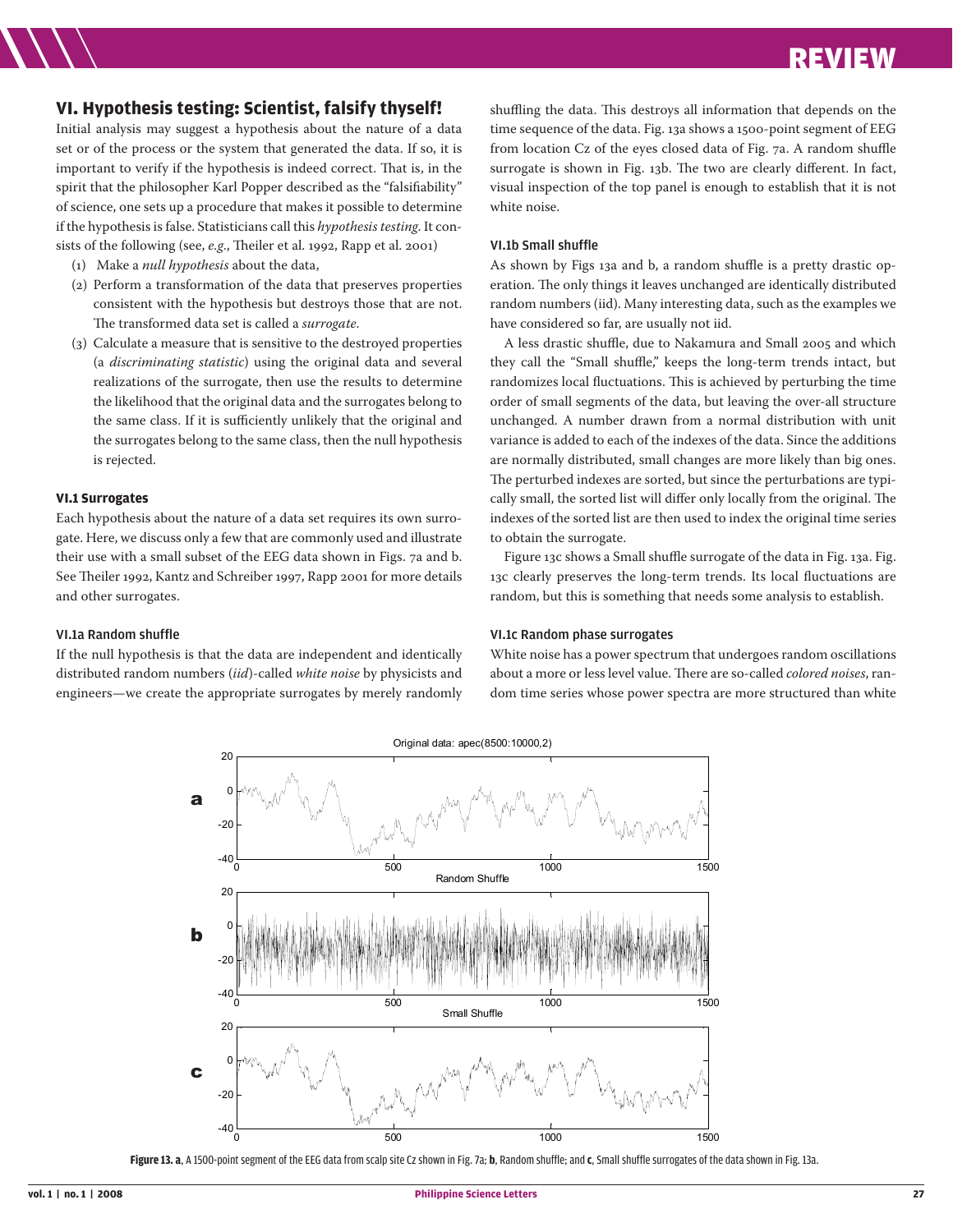## VI. Hypothesis testing: Scientist, falsify thyself!

Initial analysis may suggest a hypothesis about the nature of a data set or of the process or the system that generated the data. If so, it is important to verify if the hypothesis is indeed correct. That is, in the spirit that the philosopher Karl Popper described as the "falsifiability" of science, one sets up a procedure that makes it possible to determine if the hypothesis is false. Statisticians call this *hypothesis testing*. It consists of the following (see, *e.g.*, Theiler et al. 1992, Rapp et al. 2001)

1. Make a *null hypothesis* about the data,
2. Perform a transformation of the data that preserves properties consistent with the hypothesis but destroys those that are not. The transformed data set is called a *surrogate*.
3. Calculate a measure that is sensitive to the destroyed properties (a *discriminating statistic*) using the original data and several realizations of the surrogate, then use the results to determine the likelihood that the original data and the surrogates belong to the same class. If it is sufficiently unlikely that the original and the surrogates belong to the same class, then the null hypothesis is rejected.

### VI.1 Surrogates

Each hypothesis about the nature of a data set requires its own surrogate. Here, we discuss only a few that are commonly used and illustrate their use with a small subset of the EEG data shown in Figs. 7a and b. See Theiler 1992, Kantz and Schreiber 1997, Rapp 2001 for more details and other surrogates.

#### VI.1a Random shuffle

If the null hypothesis is that the data are independent and identically distributed random numbers (*iid*)-called *white noise* by physicists and engineers—we create the appropriate surrogates by merely randomly shuffling the data. This destroys all information that depends on the time sequence of the data. Fig. 13a shows a 1500-point segment of EEG from location Cz of the eyes closed data of Fig. 7a. A random shuffle surrogate is shown in Fig. 13b. The two are clearly different. In fact, visual inspection of the top panel is enough to establish that it is not white noise.

#### VI.1b Small shuffle

As shown by Figs 13a and b, a random shuffle is a pretty drastic operation. The only things it leaves unchanged are identically distributed random numbers (iid). Many interesting data, such as the examples we have considered so far, are usually not iid.

A less drastic shuffle, due to Nakamura and Small 2005 and which they call the "Small shuffle," keeps the long-term trends intact, but randomizes local fluctuations. This is achieved by perturbing the time order of small segments of the data, but leaving the over-all structure unchanged. A number drawn from a normal distribution with unit variance is added to each of the indexes of the data. Since the additions are normally distributed, small changes are more likely than big ones. The perturbed indexes are sorted, but since the perturbations are typically small, the sorted list will differ only locally from the original. The indexes of the sorted list are then used to index the original time series to obtain the surrogate.

Figure 13c shows a Small shuffle surrogate of the data in Fig. 13a. Fig. 13c clearly preserves the long-term trends. Its local fluctuations are random, but this is something that needs some analysis to establish.

#### VI.1c Random phase surrogates

White noise has a power spectrum that undergoes random oscillations about a more or less level value. There are so-called *colored noises*, random time series whose power spectra are more structured than white

**Figure 13. a**, A 1500-point segment of the EEG data from scalp site Cz shown in Fig. 7a; **b**, Random shuffle; and **c**, Small shuffle surrogates of the data shown in Fig. 13a.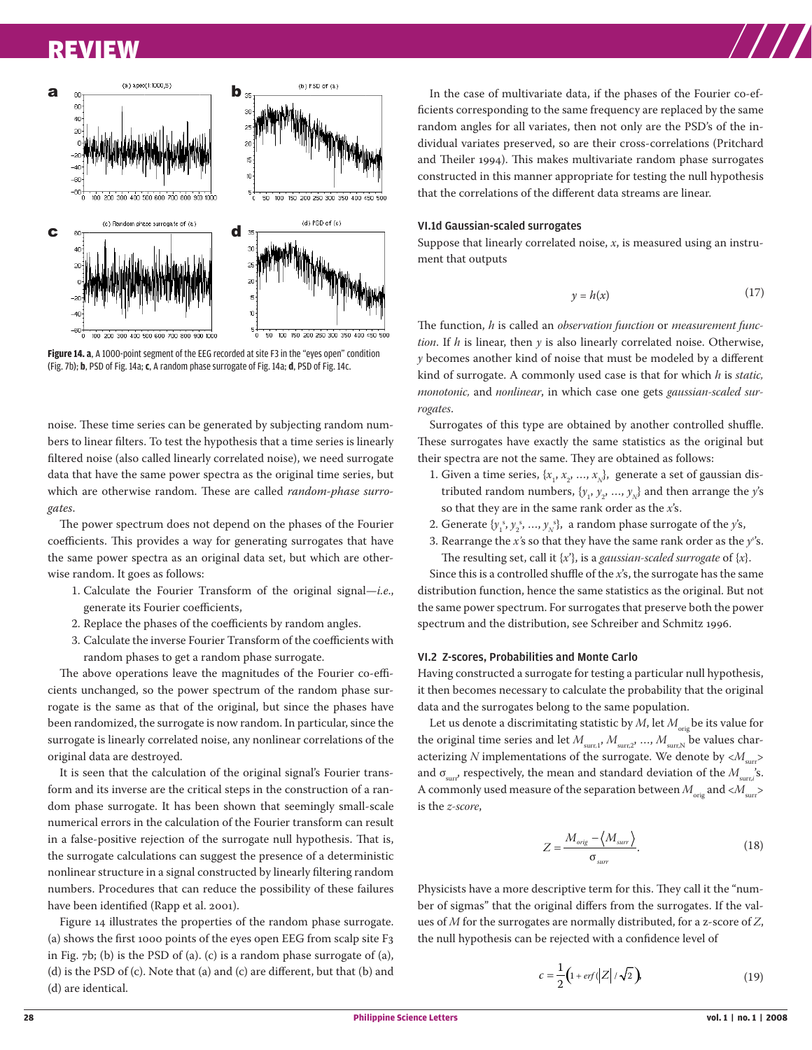Figure 14. a, A 1000-point segment of the EEG recorded at site F3 in the "eyes open" condition (Fig. 7b); b, PSD of Fig. 14a; c, A random phase surrogate of Fig. 14a; d, PSD of Fig. 14c.

noise. These time series can be generated by subjecting random numbers to linear filters. To test the hypothesis that a time series is linearly filtered noise (also called linearly correlated noise), we need surrogate data that have the same power spectra as the original time series, but which are otherwise random. These are called *random-phase surrogates*.

The power spectrum does not depend on the phases of the Fourier coefficients. This provides a way for generating surrogates that have the same power spectra as an original data set, but which are otherwise random. It goes as follows:

1. Calculate the Fourier Transform of the original signal—*i.e.*, generate its Fourier coefficients,
2. Replace the phases of the coefficients by random angles.
3. Calculate the inverse Fourier Transform of the coefficients with random phases to get a random phase surrogate.

The above operations leave the magnitudes of the Fourier co-efficients unchanged, so the power spectrum of the random phase surrogate is the same as that of the original, but since the phases have been randomized, the surrogate is now random. In particular, since the surrogate is linearly correlated noise, any nonlinear correlations of the original data are destroyed.

It is seen that the calculation of the original signal's Fourier transform and its inverse are the critical steps in the construction of a random phase surrogate. It has been shown that seemingly small-scale numerical errors in the calculation of the Fourier transform can result in a false-positive rejection of the surrogate null hypothesis. That is, the surrogate calculations can suggest the presence of a deterministic nonlinear structure in a signal constructed by linearly filtering random numbers. Procedures that can reduce the possibility of these failures have been identified (Rapp et al. 2001).

Figure 14 illustrates the properties of the random phase surrogate. (a) shows the first 1000 points of the eyes open EEG from scalp site F3 in Fig. 7b; (b) is the PSD of (a). (c) is a random phase surrogate of (a), (d) is the PSD of (c). Note that (a) and (c) are different, but that (b) and (d) are identical.

In the case of multivariate data, if the phases of the Fourier co-efficients corresponding to the same frequency are replaced by the same random angles for all variates, then not only are the PSD's of the individual variates preserved, so are their cross-correlations (Pritchard and Theiler 1994). This makes multivariate random phase surrogates constructed in this manner appropriate for testing the null hypothesis that the correlations of the different data streams are linear.

### VI.1d Gaussian-scaled surrogates

Suppose that linearly correlated noise, $x$, is measured using an instrument that outputs

$$y = h(x) \tag{17}$$

The function, $h$ is called an *observation function* or *measurement function*. If $h$ is linear, then $y$ is also linearly correlated noise. Otherwise, $y$ becomes another kind of noise that must be modeled by a different kind of surrogate. A commonly used case is that for which $h$ is *static, monotonic,* and *nonlinear*, in which case one gets *gaussian-scaled surrogates*.

Surrogates of this type are obtained by another controlled shuffle. These surrogates have exactly the same statistics as the original but their spectra are not the same. They are obtained as follows:

1. Given a time series, $\{x_1, x_2, \ldots, x_N\}$, generate a set of gaussian distributed random numbers, $\{y_1, y_2, \ldots, y_N\}$ and then arrange the $y$'s so that they are in the same rank order as the $x$'s.
2. Generate $\{y_1^s, y_2^s, \ldots, y_N^s\}$, a random phase surrogate of the $y$'s,
3. Rearrange the $x$'s so that they have the same rank order as the $y^s$'s. The resulting set, call it $\{x'\}$, is a *gaussian-scaled surrogate* of $\{x\}$.

Since this is a controlled shuffle of the $x$'s, the surrogate has the same distribution function, hence the same statistics as the original. But not the same power spectrum. For surrogates that preserve both the power spectrum and the distribution, see Schreiber and Schmitz 1996.

## VI.2 Z-scores, Probabilities and Monte Carlo

Having constructed a surrogate for testing a particular null hypothesis, it then becomes necessary to calculate the probability that the original data and the surrogates belong to the same population.

Let us denote a discrimitating statistic by $M$, let $M_{orig}$ be its value for the original time series and let $M_{surr,1}, M_{surr,2}, \ldots, M_{surr,N}$ be values characterizing $N$ implementations of the surrogate. We denote by $\langle M_{surr}\rangle$ and $\sigma_{surr}$, respectively, the mean and standard deviation of the $M_{surr,i}$'s. A commonly used measure of the separation between $M_{orig}$ and $\langle M_{surr}\rangle$ is the *z-score*,

$$Z = \frac{M_{orig} - \langle M_{surr}\rangle}{\sigma_{surr}}. \tag{18}$$

Physicists have a more descriptive term for this. They call it the "number of sigmas" that the original differs from the surrogates. If the values of $M$ for the surrogates are normally distributed, for a z-score of $Z$, the null hypothesis can be rejected with a confidence level of

$$c = \frac{1}{2}\left(1 + erf\left(|Z| / \sqrt{2}\right)\right) \tag{19}$$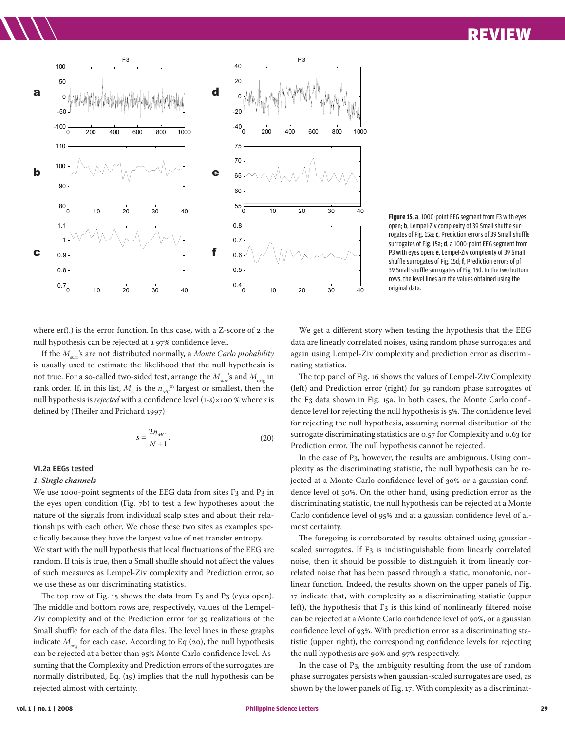Figure 15. **a**, 1000-point EEG segment from F3 with eyes open; **b**, Lempel-Ziv complexity of 39 Small shuffle surrogates of Fig. 15a; **c**, Prediction errors of 39 Small shuffle surrogates of Fig. 15a; **d**, a 1000-point EEG segment from P3 with eyes open; **e**, Lempel-Ziv complexity of 39 Small shuffle surrogates of Fig. 15d; **f**, Prediction errors of pf 39 Small shuffle surrogates of Fig. 15d. In the two bottom rows, the level lines are the values obtained using the original data.

where erf(.) is the error function. In this case, with a Z-score of 2 the null hypothesis can be rejected at a 97% confidence level.

If the $M_{surr}$'s are not distributed normally, a *Monte Carlo probability* is usually used to estimate the likelihood that the null hypothesis is not true. For a so-called two-sided test, arrange the $M_{surr}$'s and $M_{orig}$ in rank order. If, in this list, $M_o$ is the $n_{MC}{}^{th}$ largest or smallest, then the null hypothesis is *rejected* with a confidence level (1-$s$)×100 % where $s$ is defined by (Theiler and Prichard 1997)

$$s = \frac{2n_{MC}}{N+1}. \tag{20}$$

### VI.2a EEGs tested

#### *1. Single channels*

We use 1000-point segments of the EEG data from sites F3 and P3 in the eyes open condition (Fig. 7b) to test a few hypotheses about the nature of the signals from individual scalp sites and about their relationships with each other. We chose these two sites as examples specifically because they have the largest value of net transfer entropy.

We start with the null hypothesis that local fluctuations of the EEG are random. If this is true, then a Small shuffle should not affect the values of such measures as Lempel-Ziv complexity and Prediction error, so we use these as our discriminating statistics.

The top row of Fig. 15 shows the data from F3 and P3 (eyes open). The middle and bottom rows are, respectively, values of the Lempel-Ziv complexity and of the Prediction error for 39 realizations of the Small shuffle for each of the data files. The level lines in these graphs indicate $M_{orig}$ for each case. According to Eq (20), the null hypothesis can be rejected at a better than 95% Monte Carlo confidence level. Assuming that the Complexity and Prediction errors of the surrogates are normally distributed, Eq. (19) implies that the null hypothesis can be rejected almost with certainty.

We get a different story when testing the hypothesis that the EEG data are linearly correlated noises, using random phase surrogates and again using Lempel-Ziv complexity and prediction error as discriminating statistics.

The top panel of Fig. 16 shows the values of Lempel-Ziv Complexity (left) and Prediction error (right) for 39 random phase surrogates of the F3 data shown in Fig. 15a. In both cases, the Monte Carlo confidence level for rejecting the null hypothesis is 5%. The confidence level for rejecting the null hypothesis, assuming normal distribution of the surrogate discriminating statistics are 0.57 for Complexity and 0.63 for Prediction error. The null hypothesis cannot be rejected.

In the case of P3, however, the results are ambiguous. Using complexity as the discriminating statistic, the null hypothesis can be rejected at a Monte Carlo confidence level of 30% or a gaussian confidence level of 50%. On the other hand, using prediction error as the discriminating statistic, the null hypothesis can be rejected at a Monte Carlo confidence level of 95% and at a gaussian confidence level of almost certainty.

The foregoing is corroborated by results obtained using gaussian-scaled surrogates. If F3 is indistinguishable from linearly correlated noise, then it should be possible to distinguish it from linearly correlated noise that has been passed through a static, monotonic, nonlinear function. Indeed, the results shown on the upper panels of Fig. 17 indicate that, with complexity as a discriminating statistic (upper left), the hypothesis that F3 is this kind of nonlinearly filtered noise can be rejected at a Monte Carlo confidence level of 90%, or a gaussian confidence level of 93%. With prediction error as a discriminating statistic (upper right), the corresponding confidence levels for rejecting the null hypothesis are 90% and 97% respectively.

In the case of P3, the ambiguity resulting from the use of random phase surrogates persists when gaussian-scaled surrogates are used, as shown by the lower panels of Fig. 17. With complexity as a discriminat-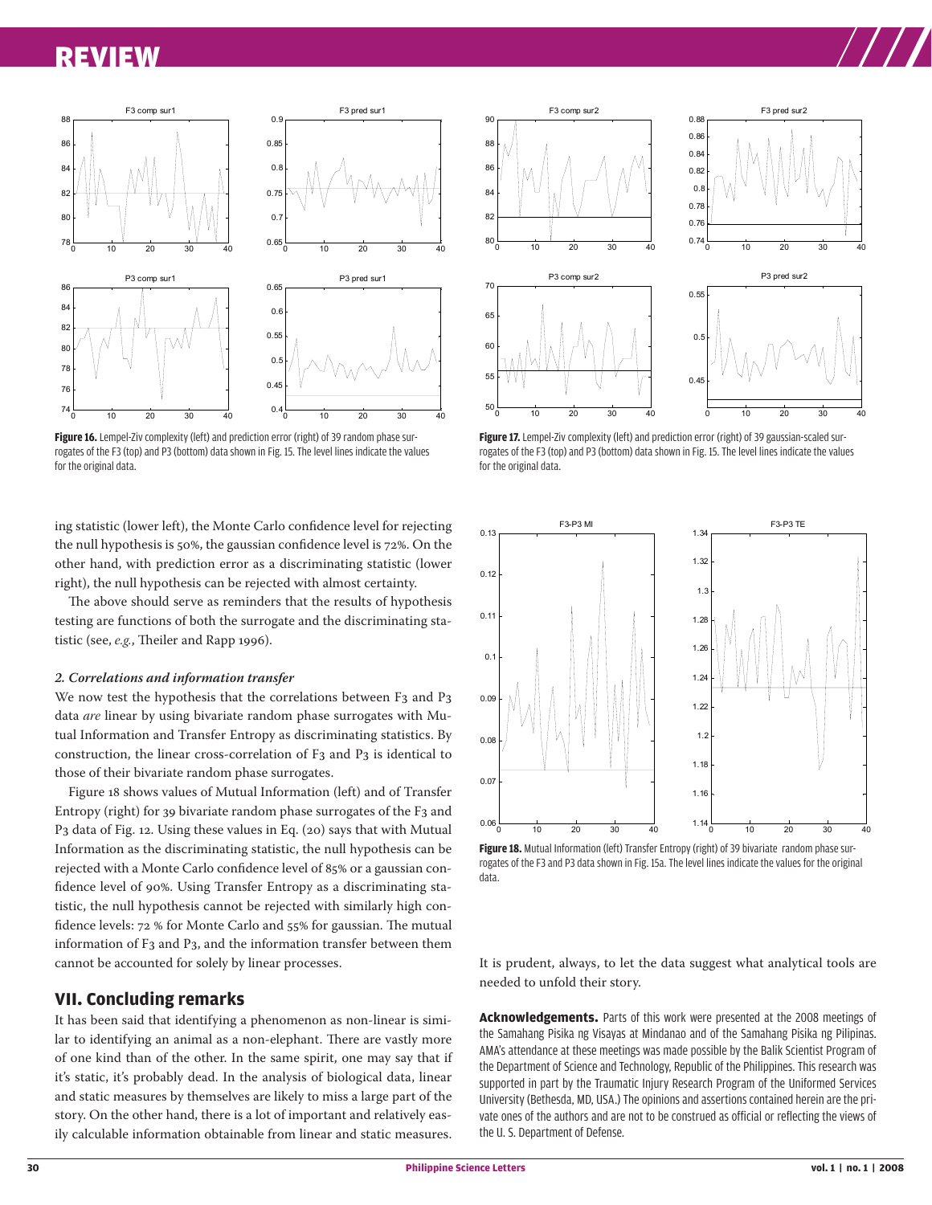**Figure 16.** Lempel-Ziv complexity (left) and prediction error (right) of 39 random phase surrogates of the F3 (top) and P3 (bottom) data shown in Fig. 15. The level lines indicate the values for the original data.

**Figure 17.** Lempel-Ziv complexity (left) and prediction error (right) of 39 gaussian-scaled surrogates of the F3 (top) and P3 (bottom) data shown in Fig. 15. The level lines indicate the values for the original data.

ing statistic (lower left), the Monte Carlo confidence level for rejecting the null hypothesis is 50%, the gaussian confidence level is 72%. On the other hand, with prediction error as a discriminating statistic (lower right), the null hypothesis can be rejected with almost certainty.

The above should serve as reminders that the results of hypothesis testing are functions of both the surrogate and the discriminating statistic (see, *e.g.*, Theiler and Rapp 1996).

### *2. Correlations and information transfer*

We now test the hypothesis that the correlations between F3 and P3 data *are* linear by using bivariate random phase surrogates with Mutual Information and Transfer Entropy as discriminating statistics. By construction, the linear cross-correlation of F3 and P3 is identical to those of their bivariate random phase surrogates.

Figure 18 shows values of Mutual Information (left) and of Transfer Entropy (right) for 39 bivariate random phase surrogates of the F3 and P3 data of Fig. 12. Using these values in Eq. (20) says that with Mutual Information as the discriminating statistic, the null hypothesis can be rejected with a Monte Carlo confidence level of 85% or a gaussian confidence level of 90%. Using Transfer Entropy as a discriminating statistic, the null hypothesis cannot be rejected with similarly high confidence levels: 72 % for Monte Carlo and 55% for gaussian. The mutual information of F3 and P3, and the information transfer between them cannot be accounted for solely by linear processes.

**Figure 18.** Mutual Information (left) Transfer Entropy (right) of 39 bivariate random phase surrogates of the F3 and P3 data shown in Fig. 15a. The level lines indicate the values for the original data.

## VII. Concluding remarks

It has been said that identifying a phenomenon as non-linear is similar to identifying an animal as a non-elephant. There are vastly more of one kind than of the other. In the same spirit, one may say that if it's static, it's probably dead. In the analysis of biological data, linear and static measures by themselves are likely to miss a large part of the story. On the other hand, there is a lot of important and relatively easily calculable information obtainable from linear and static measures. It is prudent, always, to let the data suggest what analytical tools are needed to unfold their story.

**Acknowledgements.** Parts of this work were presented at the 2008 meetings of the Samahang Pisika ng Visayas at Mindanao and of the Samahang Pisika ng Pilipinas. AMA's attendance at these meetings was made possible by the Balik Scientist Program of the Department of Science and Technology, Republic of the Philippines. This research was supported in part by the Traumatic Injury Research Program of the Uniformed Services University (Bethesda, MD, USA.) The opinions and assertions contained herein are the private ones of the authors and are not to be construed as official or reflecting the views of the U. S. Department of Defense.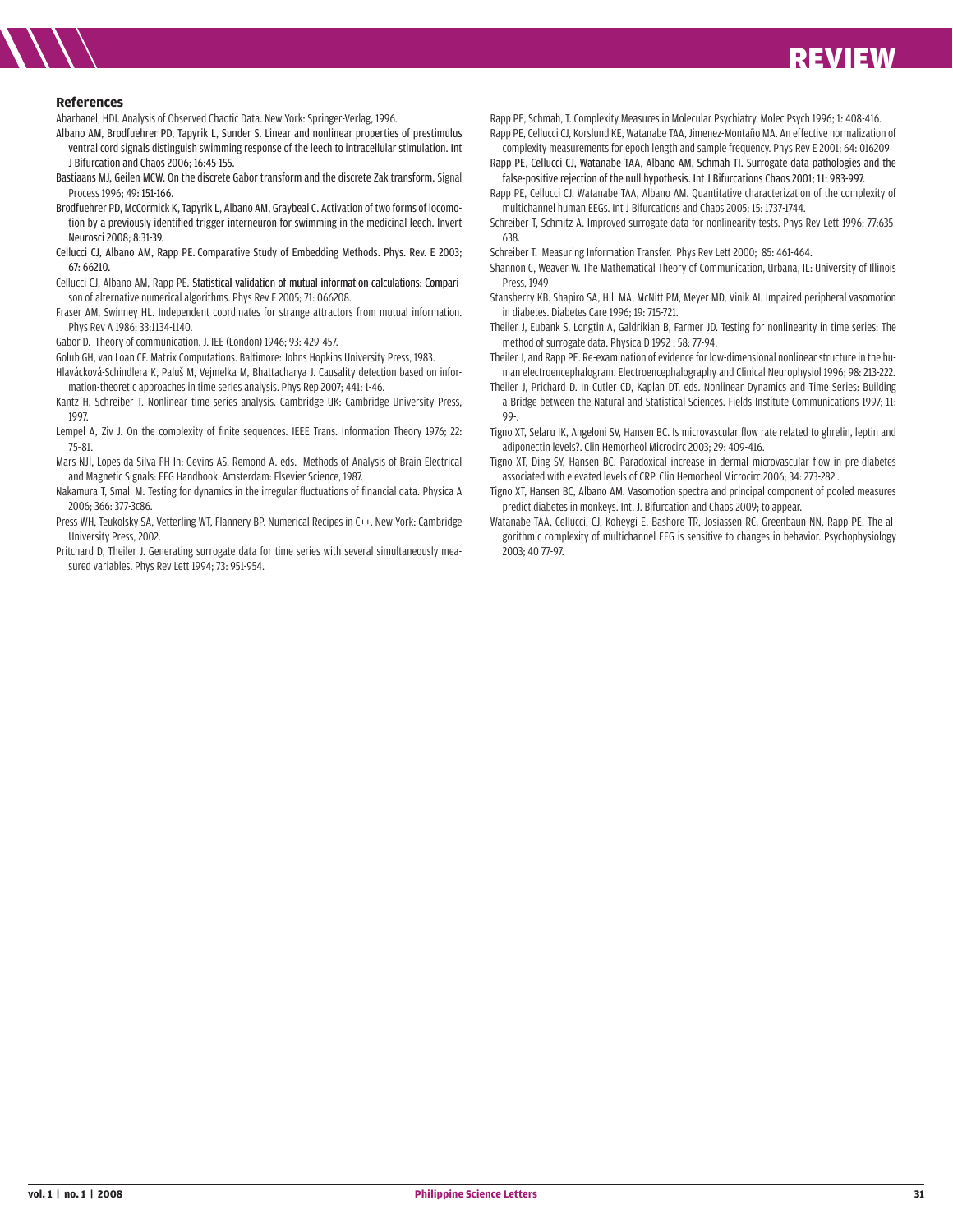## References

Abarbanel, HDI. Analysis of Observed Chaotic Data. New York: Springer-Verlag, 1996.

Albano AM, Brodfuehrer PD, Tapyrik L, Sunder S. Linear and nonlinear properties of prestimulus ventral cord signals distinguish swimming response of the leech to intracellular stimulation. Int J Bifurcation and Chaos 2006; 16:45-155.

Bastiaans MJ, Geilen MCW. On the discrete Gabor transform and the discrete Zak transform. Signal Process 1996; 49: 151-166.

Brodfuehrer PD, McCormick K, Tapyrik L, Albano AM, Graybeal C. Activation of two forms of locomotion by a previously identified trigger interneuron for swimming in the medicinal leech. Invert Neurosci 2008; 8:31-39.

Cellucci CJ, Albano AM, Rapp PE. Comparative Study of Embedding Methods. Phys. Rev. E 2003; 67: 66210.

Cellucci CJ, Albano AM, Rapp PE. Statistical validation of mutual information calculations: Comparison of alternative numerical algorithms. Phys Rev E 2005; 71: 066208.

Fraser AM, Swinney HL. Independent coordinates for strange attractors from mutual information. Phys Rev A 1986; 33:1134-1140.

Gabor D. Theory of communication. J. IEE (London) 1946; 93: 429-457.

Golub GH, van Loan CF. Matrix Computations. Baltimore: Johns Hopkins University Press, 1983.

Hlavácková-Schindlera K, Paluš M, Vejmelka M, Bhattacharya J. Causality detection based on information-theoretic approaches in time series analysis. Phys Rep 2007; 441: 1-46.

Kantz H, Schreiber T. Nonlinear time series analysis. Cambridge UK: Cambridge University Press, 1997.

Lempel A, Ziv J. On the complexity of finite sequences. IEEE Trans. Information Theory 1976; 22: 75-81.

Mars NJI, Lopes da Silva FH In: Gevins AS, Remond A. eds. Methods of Analysis of Brain Electrical and Magnetic Signals: EEG Handbook. Amsterdam: Elsevier Science, 1987.

Nakamura T, Small M. Testing for dynamics in the irregular fluctuations of financial data. Physica A 2006; 366: 377-3c86.

Press WH, Teukolsky SA, Vetterling WT, Flannery BP. Numerical Recipes in C++. New York: Cambridge University Press, 2002.

Pritchard D, Theiler J. Generating surrogate data for time series with several simultaneously measured variables. Phys Rev Lett 1994; 73: 951-954.

Rapp PE, Schmah, T. Complexity Measures in Molecular Psychiatry. Molec Psych 1996; 1: 408-416.

Rapp PE, Cellucci CJ, Korslund KE, Watanabe TAA, Jimenez-Montaño MA. An effective normalization of complexity measurements for epoch length and sample frequency. Phys Rev E 2001; 64: 016209

Rapp PE, Cellucci CJ, Watanabe TAA, Albano AM, Schmah TI. Surrogate data pathologies and the false-positive rejection of the null hypothesis. Int J Bifurcations Chaos 2001; 11: 983-997.

Rapp PE, Cellucci CJ, Watanabe TAA, Albano AM. Quantitative characterization of the complexity of multichannel human EEGs. Int J Bifurcations and Chaos 2005; 15: 1737-1744.

Schreiber T, Schmitz A. Improved surrogate data for nonlinearity tests. Phys Rev Lett 1996; 77:635-638.

Schreiber T. Measuring Information Transfer. Phys Rev Lett 2000; 85: 461-464.

Shannon C, Weaver W. The Mathematical Theory of Communication, Urbana, IL: University of Illinois Press, 1949

Stansberry KB. Shapiro SA, Hill MA, McNitt PM, Meyer MD, Vinik AI. Impaired peripheral vasomotion in diabetes. Diabetes Care 1996; 19: 715-721.

Theiler J, Eubank S, Longtin A, Galdrikian B, Farmer JD. Testing for nonlinearity in time series: The method of surrogate data. Physica D 1992 ; 58: 77-94.

Theiler J, and Rapp PE. Re-examination of evidence for low-dimensional nonlinear structure in the human electroencephalogram. Electroencephalography and Clinical Neurophysiol 1996; 98: 213-222.

Theiler J, Prichard D. In Cutler CD, Kaplan DT, eds. Nonlinear Dynamics and Time Series: Building a Bridge between the Natural and Statistical Sciences. Fields Institute Communications 1997; 11: 99-.

Tigno XT, Selaru IK, Angeloni SV, Hansen BC. Is microvascular flow rate related to ghrelin, leptin and adiponectin levels?. Clin Hemorheol Microcirc 2003; 29: 409-416.

Tigno XT, Ding SY, Hansen BC. Paradoxical increase in dermal microvascular flow in pre-diabetes associated with elevated levels of CRP. Clin Hemorheol Microcirc 2006; 34: 273-282 .

Tigno XT, Hansen BC, Albano AM. Vasomotion spectra and principal component of pooled measures predict diabetes in monkeys. Int. J. Bifurcation and Chaos 2009; to appear.

Watanabe TAA, Cellucci, CJ, Koheygi E, Bashore TR, Josiassen RC, Greenbaun NN, Rapp PE. The algorithmic complexity of multichannel EEG is sensitive to changes in behavior. Psychophysiology 2003; 40 77-97.